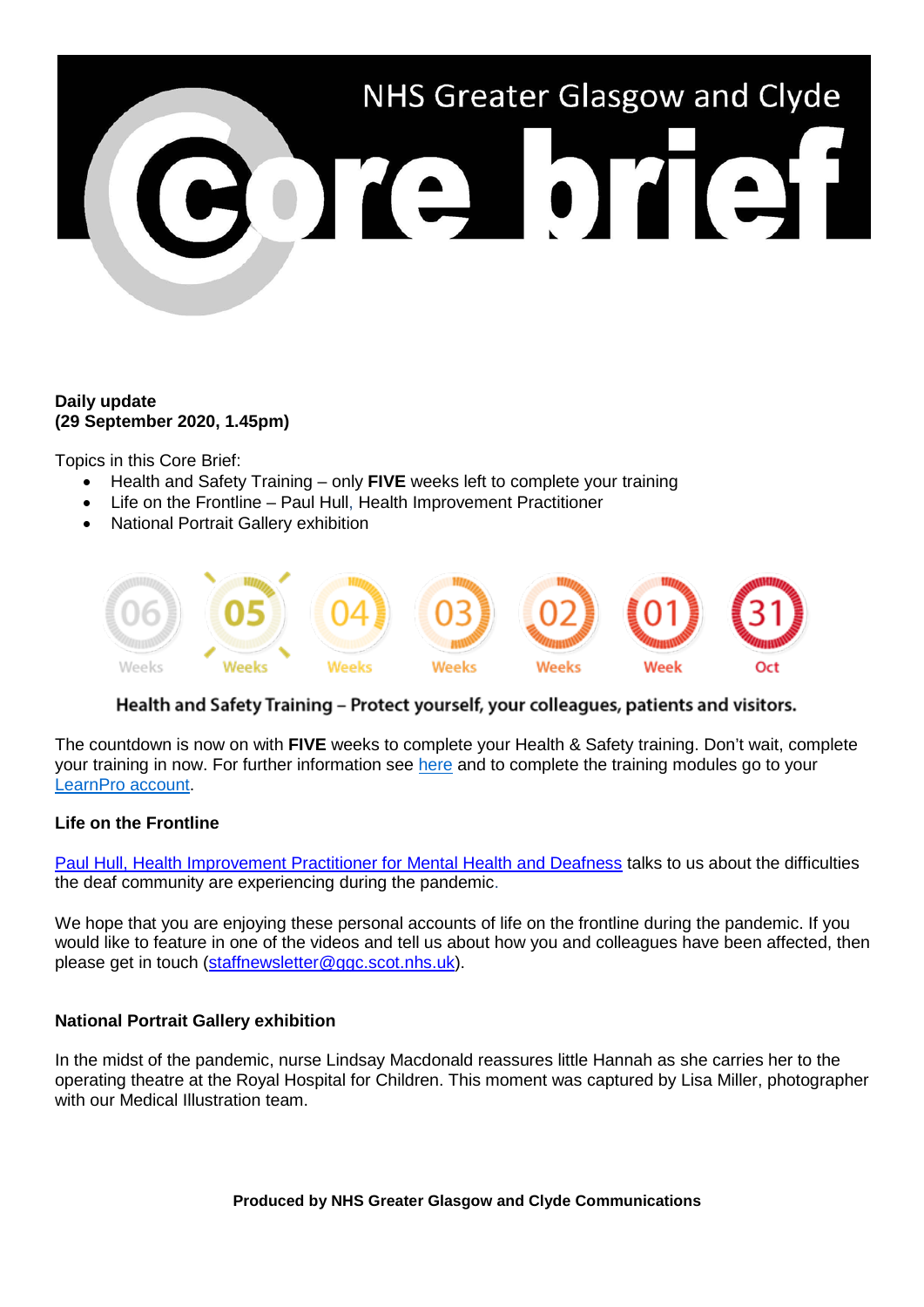NHS Greater Glasgow and Clyde

# Core brief

**Daily update**
**(29 September 2020, 1.45pm)**

Topics in this Core Brief:

- Health and Safety Training – only **FIVE** weeks left to complete your training
- Life on the Frontline – Paul Hull, Health Improvement Practitioner
- National Portrait Gallery exhibition

06 Weeks | 05 Weeks | 04 Weeks | 03 Weeks | 02 Weeks | 01 Week | 31 Oct

**Health and Safety Training – Protect yourself, your colleagues, patients and visitors.**

The countdown is now on with **FIVE** weeks to complete your Health & Safety training. Don't wait, complete your training in now. For further information see here and to complete the training modules go to your LearnPro account.

**Life on the Frontline**

Paul Hull, Health Improvement Practitioner for Mental Health and Deafness talks to us about the difficulties the deaf community are experiencing during the pandemic.

We hope that you are enjoying these personal accounts of life on the frontline during the pandemic. If you would like to feature in one of the videos and tell us about how you and colleagues have been affected, then please get in touch (staffnewsletter@ggc.scot.nhs.uk).

**National Portrait Gallery exhibition**

In the midst of the pandemic, nurse Lindsay Macdonald reassures little Hannah as she carries her to the operating theatre at the Royal Hospital for Children. This moment was captured by Lisa Miller, photographer with our Medical Illustration team.

**Produced by NHS Greater Glasgow and Clyde Communications**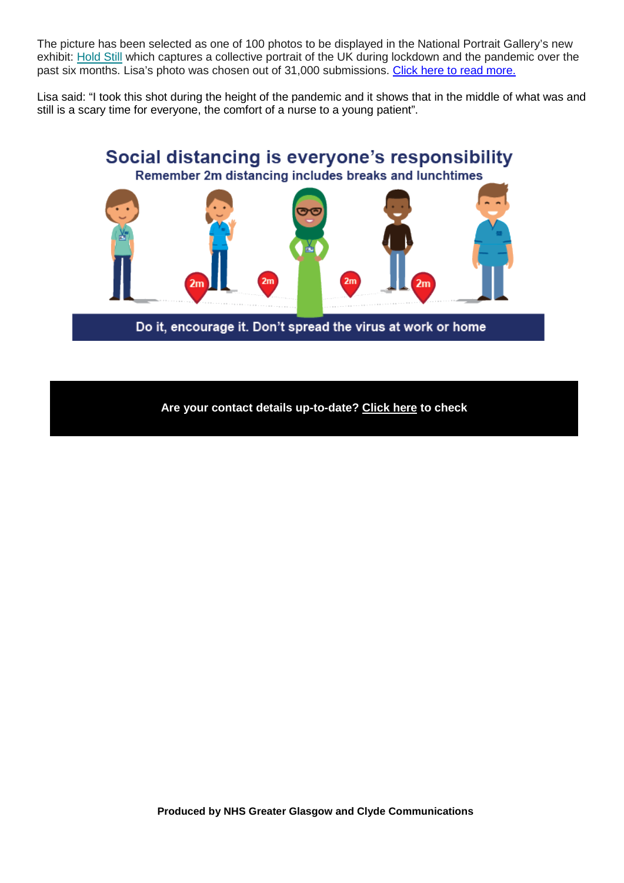The picture has been selected as one of 100 photos to be displayed in the National Portrait Gallery's new exhibit: Hold Still which captures a collective portrait of the UK during lockdown and the pandemic over the past six months. Lisa's photo was chosen out of 31,000 submissions. Click here to read more.

Lisa said: "I took this shot during the height of the pandemic and it shows that in the middle of what was and still is a scary time for everyone, the comfort of a nurse to a young patient".

## Social distancing is everyone's responsibility

Remember 2m distancing includes breaks and lunchtimes

2m

2m

2m

2m

Do it, encourage it. Don't spread the virus at work or home

**Are your contact details up-to-date? Click here to check**

**Produced by NHS Greater Glasgow and Clyde Communications**